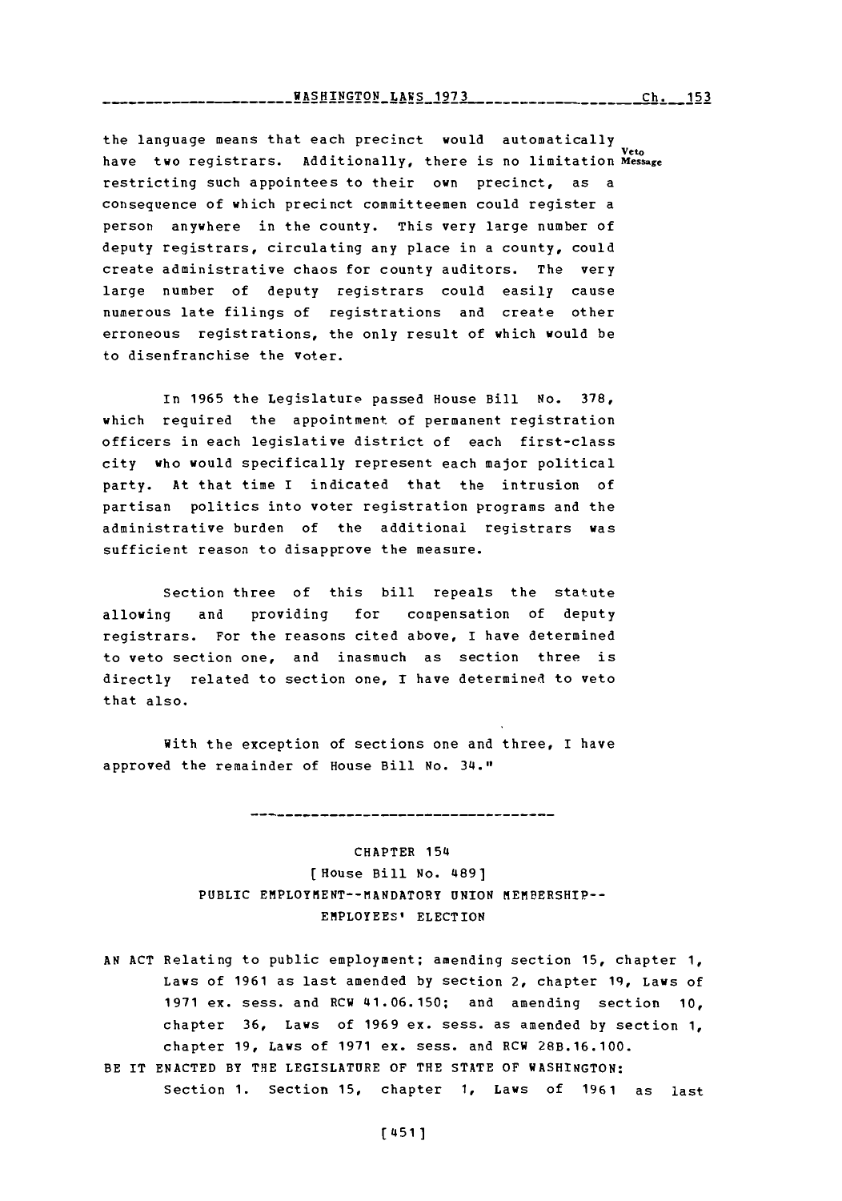the language means that each precinct would automatically have two registrars. Additionally, there is no limitation restricting such appointees to their own precinct, as a consequence of which precinct committeemen could register a person anywhere in the county. This very large number of deputy registrars, circulating any place in a county, could create administrative chaos for county auditors. The very large number of deputy registrars could easily cause numerous late filings of registrations and create other erroneous registrations, the only result of which would be to disenfranchise the voter.

In 1965 the Legislature passed House Bill No. 378, which required the appointment of permanent registration officers in each legislative district of each first-class city who would specifically represent each major political party. At that time I indicated that the intrusion of partisan politics into voter registration programs and the administrative burden of the additional registrars was sufficient reason to disapprove the measure.

Section three of this bill repeals the statute allowing and providing for compensation of deputy registrars. For the reasons cited above, I have determined to veto section one, and inasmuch as section three is directly related to section one, I have determined to veto that also.

With the exception of sections one and three, I have approved the remainder of House Bill No. 34."

---

## CHAPTER 154

### [House Bill No. 489]

### PUBLIC EMPLOYMENT--MANDATORY UNION MEMBERSHIP--EMPLOYEES' ELECTION

AN ACT Relating to public employment; amending section 15, chapter 1, Laws of 1961 as last amended by section 2, chapter 19, Laws of 1971 ex. sess. and RCW 41.06.150; and amending section 10, chapter 36, Laws of 1969 ex. sess. as amended by section 1, chapter 19, Laws of 1971 ex. sess. and RCW 28B.16.100.

BE IT ENACTED BY THE LEGISLATURE OF THE STATE OF WASHINGTON:

Section 1. Section 15, chapter 1, Laws of 1961 as last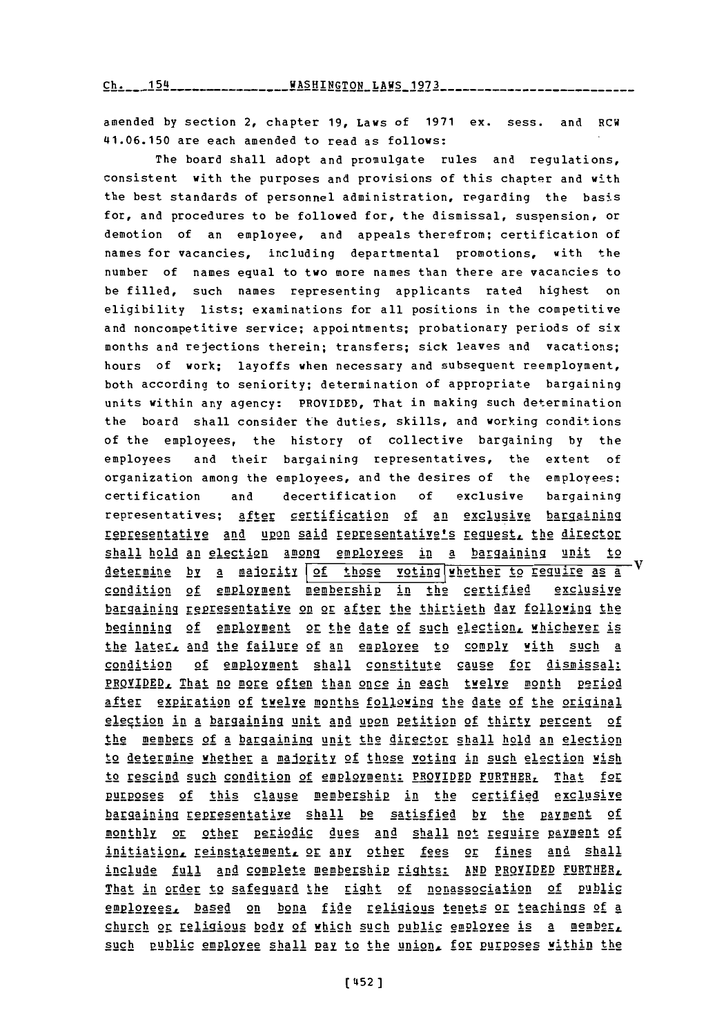amended by section 2, chapter 19, Laws of 1971 ex. sess. and RCW 41.06.150 are each amended to read as follows:

The board shall adopt and promulgate rules and regulations, consistent with the purposes and provisions of this chapter and with the best standards of personnel administration, regarding the basis for, and procedures to be followed for, the dismissal, suspension, or demotion of an employee, and appeals therefrom; certification of names for vacancies, including departmental promotions, with the number of names equal to two more names than there are vacancies to be filled, such names representing applicants rated highest on eligibility lists; examinations for all positions in the competitive and noncompetitive service; appointments; probationary periods of six months and rejections therein; transfers; sick leaves and vacations; hours of work; layoffs when necessary and subsequent reemployment, both according to seniority; determination of appropriate bargaining units within any agency: PROVIDED, That in making such determination the board shall consider the duties, skills, and working conditions of the employees, the history of collective bargaining by the employees and their bargaining representatives, the extent of organization among the employees, and the desires of the employees; certification and decertification of exclusive bargaining representatives; after certification of an exclusive bargaining representative and upon said representative's request, the director shall hold an election among employees in a bargaining unit to determine by a majority [of those voting] whether to require as a condition of employment membership in the certified exclusive bargaining representative on or after the thirtieth day following the beginning of employment or the date of such election, whichever is the later, and the failure of an employee to comply with such a condition of employment shall constitute cause for dismissal: PROVIDED, That no more often than once in each twelve month period after expiration of twelve months following the date of the original election in a bargaining unit and upon petition of thirty percent of the members of a bargaining unit the director shall hold an election to determine whether a majority of those voting in such election wish to rescind such condition of employment: PROVIDED FURTHER, That for purposes of this clause membership in the certified exclusive bargaining representative shall be satisfied by the payment of monthly or other periodic dues and shall not require payment of initiation, reinstatement, or any other fees or fines and shall include full and complete membership rights: AND PROVIDED FURTHER, That in order to safeguard the right of nonassociation of public employees, based on bona fide religious tenets or teachings of a church or religious body of which such public employee is a member, such public employee shall pay to the union, for purposes within the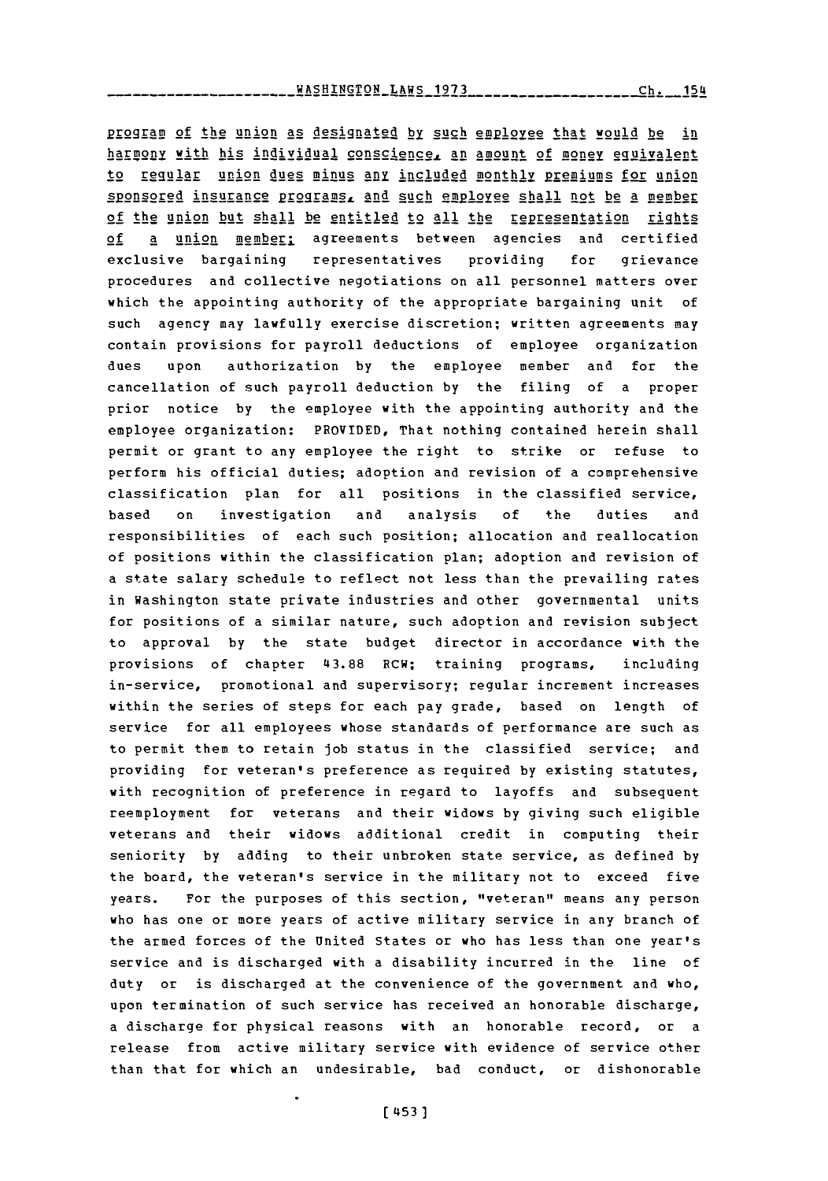program of the union as designated by such employee that would be in harmony with his individual conscience, an amount of money equivalent to regular union dues minus any included monthly premiums for union sponsored insurance programs, and such employee shall not be a member of the union but shall be entitled to all the representation rights of a union member; agreements between agencies and certified exclusive bargaining representatives providing for grievance procedures and collective negotiations on all personnel matters over which the appointing authority of the appropriate bargaining unit of such agency may lawfully exercise discretion; written agreements may contain provisions for payroll deductions of employee organization dues upon authorization by the employee member and for the cancellation of such payroll deduction by the filing of a proper prior notice by the employee with the appointing authority and the employee organization: PROVIDED, That nothing contained herein shall permit or grant to any employee the right to strike or refuse to perform his official duties; adoption and revision of a comprehensive classification plan for all positions in the classified service, based on investigation and analysis of the duties and responsibilities of each such position; allocation and reallocation of positions within the classification plan; adoption and revision of a state salary schedule to reflect not less than the prevailing rates in Washington state private industries and other governmental units for positions of a similar nature, such adoption and revision subject to approval by the state budget director in accordance with the provisions of chapter 43.88 RCW; training programs, including in-service, promotional and supervisory; regular increment increases within the series of steps for each pay grade, based on length of service for all employees whose standards of performance are such as to permit them to retain job status in the classified service; and providing for veteran's preference as required by existing statutes, with recognition of preference in regard to layoffs and subsequent reemployment for veterans and their widows by giving such eligible veterans and their widows additional credit in computing their seniority by adding to their unbroken state service, as defined by the board, the veteran's service in the military not to exceed five years. For the purposes of this section, "veteran" means any person who has one or more years of active military service in any branch of the armed forces of the United States or who has less than one year's service and is discharged with a disability incurred in the line of duty or is discharged at the convenience of the government and who, upon termination of such service has received an honorable discharge, a discharge for physical reasons with an honorable record, or a release from active military service with evidence of service other than that for which an undesirable, bad conduct, or dishonorable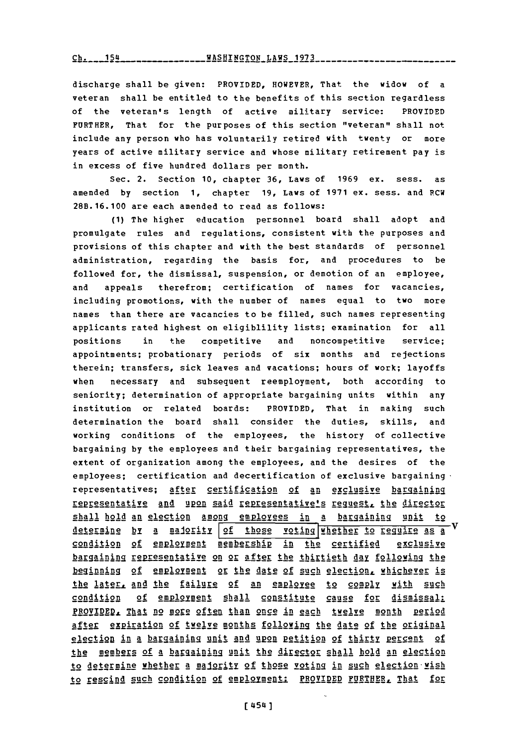discharge shall be given: PROVIDED, HOWEVER, That the widow of a veteran shall be entitled to the benefits of this section regardless of the veteran's length of active military service: PROVIDED FURTHER, That for the purposes of this section "veteran" shall not include any person who has voluntarily retired with twenty or more years of active military service and whose military retirement pay is in excess of five hundred dollars per month.

Sec. 2. Section 10, chapter 36, Laws of 1969 ex. sess. as amended by section 1, chapter 19, Laws of 1971 ex. sess. and RCW 28B.16.100 are each amended to read as follows:

(1) The higher education personnel board shall adopt and promulgate rules and regulations, consistent with the purposes and provisions of this chapter and with the best standards of personnel administration, regarding the basis for, and procedures to be followed for, the dismissal, suspension, or demotion of an employee, and appeals therefrom; certification of names for vacancies, including promotions, with the number of names equal to two more names than there are vacancies to be filled, such names representing applicants rated highest on eligiblility lists; examination for all positions in the competitive and noncompetitive service; appointments; probationary periods of six months and rejections therein; transfers, sick leaves and vacations; hours of work; layoffs when necessary and subsequent reemployment, both according to seniority; determination of appropriate bargaining units within any institution or related boards: PROVIDED, That in making such determination the board shall consider the duties, skills, and working conditions of the employees, the history of collective bargaining by the employees and their bargaining representatives, the extent of organization among the employees, and the desires of the employees; certification and decertification of exclusive bargaining representatives; <u>after certification of an exclusive bargaining representative and upon said representative's request, the director shall hold an election among employees in a bargaining unit to determine by a majority of those voting whether to require as a condition of employment membership in the certified exclusive bargaining representative on or after the thirtieth day following the beginning of employment or the date of such election, whichever is the later, and the failure of an employee to comply with such condition of employment shall constitute cause for dismissal: PROVIDED, That no more often than once in each twelve month period after expiration of twelve months following the date of the original election in a bargaining unit and upon petition of thirty percent of the members of a bargaining unit the director shall hold an election to determine whether a majority of those voting in such election wish to rescind such condition of employment: PROVIDED FURTHER, That for</u>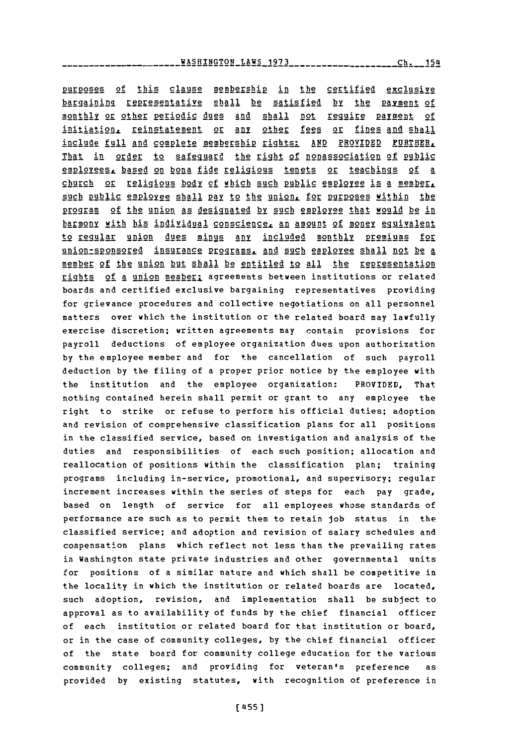purposes of this clause membership in the certified exclusive bargaining representative shall be satisfied by the payment of monthly or other periodic dues and shall not require payment of initiation, reinstatement or any other fees or fines and shall include full and complete membership rights: AND PROVIDED FURTHER, That in order to safeguard the right of nonassociation of public employees, based on bona fide religious tenets or teachings of a church or religious body of which such public employee is a member, such public employee shall pay to the union, for purposes within the program of the union as designated by such employee that would be in harmony with his individual conscience, an amount of money equivalent to regular union dues minus any included monthly premiums for union-sponsored insurance programs, and such employee shall not be a member of the union but shall be entitled to all the representation rights of a union member; agreements between institutions or related boards and certified exclusive bargaining representatives providing for grievance procedures and collective negotiations on all personnel matters over which the institution or the related board may lawfully exercise discretion; written agreements may contain provisions for payroll deductions of employee organization dues upon authorization by the employee member and for the cancellation of such payroll deduction by the filing of a proper prior notice by the employee with the institution and the employee organization: PROVIDED, That nothing contained herein shall permit or grant to any employee the right to strike or refuse to perform his official duties; adoption and revision of comprehensive classification plans for all positions in the classified service, based on investigation and analysis of the duties and responsibilities of each such position; allocation and reallocation of positions within the classification plan; training programs including in-service, promotional, and supervisory; regular increment increases within the series of steps for each pay grade, based on length of service for all employees whose standards of performance are such as to permit them to retain job status in the classified service; and adoption and revision of salary schedules and compensation plans which reflect not less than the prevailing rates in Washington state private industries and other governmental units for positions of a similar nature and which shall be competitive in the locality in which the institution or related boards are located, such adoption, revision, and implementation shall be subject to approval as to availability of funds by the chief financial officer of each institution or related board for that institution or board, or in the case of community colleges, by the chief financial officer of the state board for community college education for the various community colleges; and providing for veteran's preference as provided by existing statutes, with recognition of preference in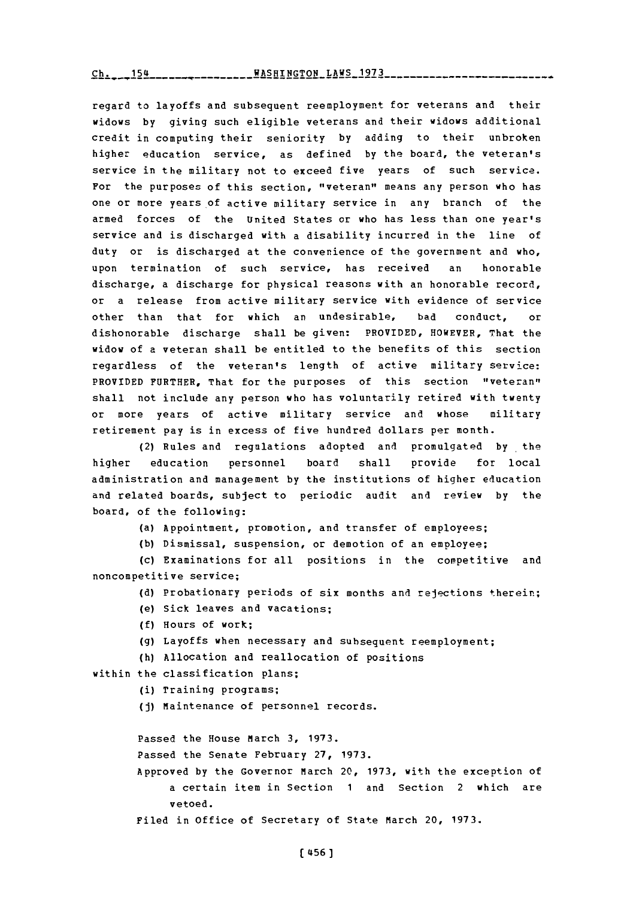regard to layoffs and subsequent reemployment for veterans and their widows by giving such eligible veterans and their widows additional credit in computing their seniority by adding to their unbroken higher education service, as defined by the board, the veteran's service in the military not to exceed five years of such service. For the purposes of this section, "veteran" means any person who has one or more years of active military service in any branch of the armed forces of the United States or who has less than one year's service and is discharged with a disability incurred in the line of duty or is discharged at the convenience of the government and who, upon termination of such service, has received an honorable discharge, a discharge for physical reasons with an honorable record, or a release from active military service with evidence of service other than that for which an undesirable, bad conduct, or dishonorable discharge shall be given: PROVIDED, HOWEVER, That the widow of a veteran shall be entitled to the benefits of this section regardless of the veteran's length of active military service: PROVIDED FURTHER, That for the purposes of this section "veteran" shall not include any person who has voluntarily retired with twenty or more years of active military service and whose military retirement pay is in excess of five hundred dollars per month.

(2) Rules and regulations adopted and promulgated by the higher education personnel board shall provide for local administration and management by the institutions of higher education and related boards, subject to periodic audit and review by the board, of the following:

(a) Appointment, promotion, and transfer of employees;

(b) Dismissal, suspension, or demotion of an employee;

(c) Examinations for all positions in the competitive and noncompetitive service;

(d) Probationary periods of six months and rejections therein;

(e) Sick leaves and vacations;

(f) Hours of work;

(g) Layoffs when necessary and subsequent reemployment;

(h) Allocation and reallocation of positions within the classification plans;

(i) Training programs;

(j) Maintenance of personnel records.

Passed the House March 3, 1973.

Passed the Senate February 27, 1973.

Approved by the Governor March 20, 1973, with the exception of a certain item in Section 1 and Section 2 which are vetoed.

Filed in Office of Secretary of State March 20, 1973.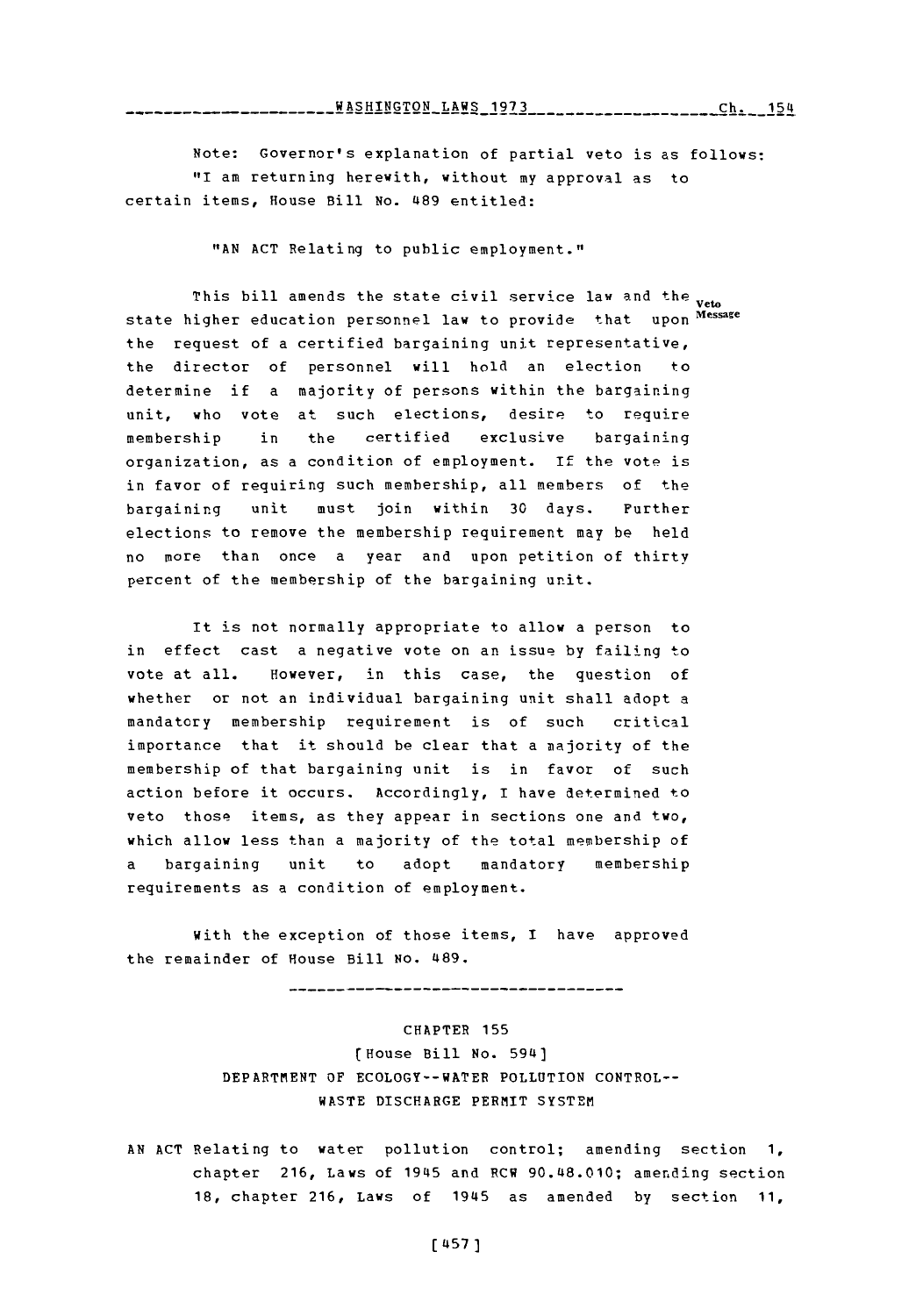Note: Governor's explanation of partial veto is as follows:

"I am returning herewith, without my approval as to certain items, House Bill No. 489 entitled:

"AN ACT Relating to public employment."

This bill amends the state civil service law and the state higher education personnel law to provide that upon the request of a certified bargaining unit representative, the director of personnel will hold an election to determine if a majority of persons within the bargaining unit, who vote at such elections, desire to require membership in the certified exclusive bargaining organization, as a condition of employment. If the vote is in favor of requiring such membership, all members of the bargaining unit must join within 30 days. Further elections to remove the membership requirement may be held no more than once a year and upon petition of thirty percent of the membership of the bargaining unit.

Veto Message

It is not normally appropriate to allow a person to in effect cast a negative vote on an issue by failing to vote at all. However, in this case, the question of whether or not an individual bargaining unit shall adopt a mandatory membership requirement is of such critical importance that it should be clear that a majority of the membership of that bargaining unit is in favor of such action before it occurs. Accordingly, I have determined to veto those items, as they appear in sections one and two, which allow less than a majority of the total membership of a bargaining unit to adopt mandatory membership requirements as a condition of employment.

With the exception of those items, I have approved the remainder of House Bill No. 489.

---

CHAPTER 155

[House Bill No. 594]

DEPARTMENT OF ECOLOGY--WATER POLLUTION CONTROL--WASTE DISCHARGE PERMIT SYSTEM

AN ACT Relating to water pollution control; amending section 1, chapter 216, Laws of 1945 and RCW 90.48.010; amending section 18, chapter 216, Laws of 1945 as amended by section 11,